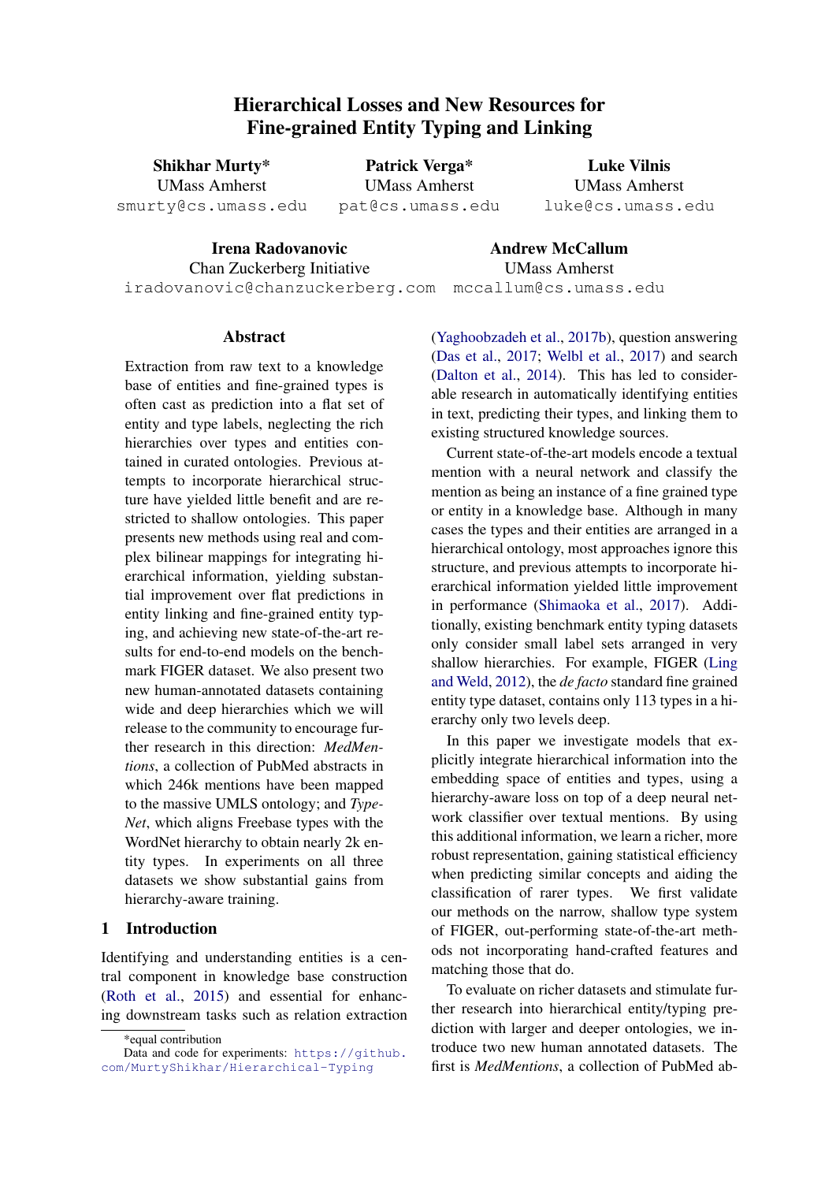# Hierarchical Losses and New Resources for Fine-grained Entity Typing and Linking

**Shikhar Murty*** UMass Amherst smurty@cs.umass.edu

**Patrick Verga*** UMass Amherst pat@cs.umass.edu

**Luke Vilnis** UMass Amherst luke@cs.umass.edu

**Irena Radovanovic** Chan Zuckerberg Initiative iradovanovic@chanzuckerberg.com

**Andrew McCallum** UMass Amherst mccallum@cs.umass.edu

## Abstract

Extraction from raw text to a knowledge base of entities and fine-grained types is often cast as prediction into a flat set of entity and type labels, neglecting the rich hierarchies over types and entities contained in curated ontologies. Previous attempts to incorporate hierarchical structure have yielded little benefit and are restricted to shallow ontologies. This paper presents new methods using real and complex bilinear mappings for integrating hierarchical information, yielding substantial improvement over flat predictions in entity linking and fine-grained entity typing, and achieving new state-of-the-art results for end-to-end models on the benchmark FIGER dataset. We also present two new human-annotated datasets containing wide and deep hierarchies which we will release to the community to encourage further research in this direction: *MedMentions*, a collection of PubMed abstracts in which 246k mentions have been mapped to the massive UMLS ontology; and *TypeNet*, which aligns Freebase types with the WordNet hierarchy to obtain nearly 2k entity types. In experiments on all three datasets we show substantial gains from hierarchy-aware training.

## 1 Introduction

Identifying and understanding entities is a central component in knowledge base construction (Roth et al., 2015) and essential for enhancing downstream tasks such as relation extraction (Yaghoobzadeh et al., 2017b), question answering (Das et al., 2017; Welbl et al., 2017) and search (Dalton et al., 2014). This has led to considerable research in automatically identifying entities in text, predicting their types, and linking them to existing structured knowledge sources.

Current state-of-the-art models encode a textual mention with a neural network and classify the mention as being an instance of a fine grained type or entity in a knowledge base. Although in many cases the types and their entities are arranged in a hierarchical ontology, most approaches ignore this structure, and previous attempts to incorporate hierarchical information yielded little improvement in performance (Shimaoka et al., 2017). Additionally, existing benchmark entity typing datasets only consider small label sets arranged in very shallow hierarchies. For example, FIGER (Ling and Weld, 2012), the *de facto* standard fine grained entity type dataset, contains only 113 types in a hierarchy only two levels deep.

In this paper we investigate models that explicitly integrate hierarchical information into the embedding space of entities and types, using a hierarchy-aware loss on top of a deep neural network classifier over textual mentions. By using this additional information, we learn a richer, more robust representation, gaining statistical efficiency when predicting similar concepts and aiding the classification of rarer types. We first validate our methods on the narrow, shallow type system of FIGER, out-performing state-of-the-art methods not incorporating hand-crafted features and matching those that do.

To evaluate on richer datasets and stimulate further research into hierarchical entity/typing prediction with larger and deeper ontologies, we introduce two new human annotated datasets. The first is *MedMentions*, a collection of PubMed ab-

*equal contribution
Data and code for experiments: https://github.com/MurtyShikhar/Hierarchical-Typing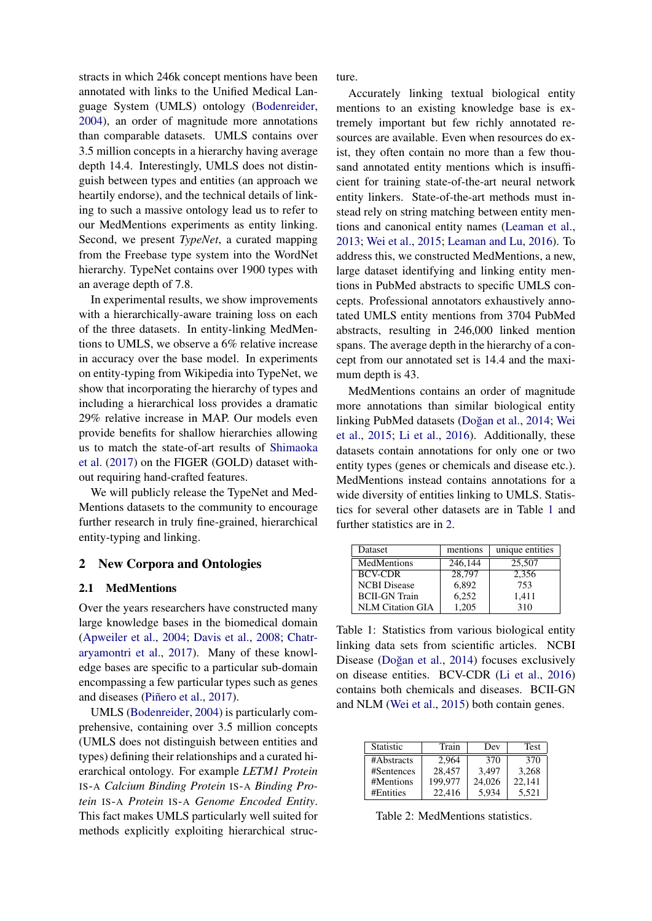stracts in which 246k concept mentions have been annotated with links to the Unified Medical Language System (UMLS) ontology (Bodenreider, 2004), an order of magnitude more annotations than comparable datasets. UMLS contains over 3.5 million concepts in a hierarchy having average depth 14.4. Interestingly, UMLS does not distinguish between types and entities (an approach we heartily endorse), and the technical details of linking to such a massive ontology lead us to refer to our MedMentions experiments as entity linking. Second, we present *TypeNet*, a curated mapping from the Freebase type system into the WordNet hierarchy. TypeNet contains over 1900 types with an average depth of 7.8.

In experimental results, we show improvements with a hierarchically-aware training loss on each of the three datasets. In entity-linking MedMentions to UMLS, we observe a 6% relative increase in accuracy over the base model. In experiments on entity-typing from Wikipedia into TypeNet, we show that incorporating the hierarchy of types and including a hierarchical loss provides a dramatic 29% relative increase in MAP. Our models even provide benefits for shallow hierarchies allowing us to match the state-of-art results of Shimaoka et al. (2017) on the FIGER (GOLD) dataset without requiring hand-crafted features.

We will publicly release the TypeNet and MedMentions datasets to the community to encourage further research in truly fine-grained, hierarchical entity-typing and linking.

## 2 New Corpora and Ontologies

### 2.1 MedMentions

Over the years researchers have constructed many large knowledge bases in the biomedical domain (Apweiler et al., 2004; Davis et al., 2008; Chatr-aryamontri et al., 2017). Many of these knowledge bases are specific to a particular sub-domain encompassing a few particular types such as genes and diseases (Piñero et al., 2017).

UMLS (Bodenreider, 2004) is particularly comprehensive, containing over 3.5 million concepts (UMLS does not distinguish between entities and types) defining their relationships and a curated hierarchical ontology. For example *LETM1 Protein* IS-A *Calcium Binding Protein* IS-A *Binding Protein* IS-A *Protein* IS-A *Genome Encoded Entity*. This fact makes UMLS particularly well suited for methods explicitly exploiting hierarchical structure.

Accurately linking textual biological entity mentions to an existing knowledge base is extremely important but few richly annotated resources are available. Even when resources do exist, they often contain no more than a few thousand annotated entity mentions which is insufficient for training state-of-the-art neural network entity linkers. State-of-the-art methods must instead rely on string matching between entity mentions and canonical entity names (Leaman et al., 2013; Wei et al., 2015; Leaman and Lu, 2016). To address this, we constructed MedMentions, a new, large dataset identifying and linking entity mentions in PubMed abstracts to specific UMLS concepts. Professional annotators exhaustively annotated UMLS entity mentions from 3704 PubMed abstracts, resulting in 246,000 linked mention spans. The average depth in the hierarchy of a concept from our annotated set is 14.4 and the maximum depth is 43.

MedMentions contains an order of magnitude more annotations than similar biological entity linking PubMed datasets (Doğan et al., 2014; Wei et al., 2015; Li et al., 2016). Additionally, these datasets contain annotations for only one or two entity types (genes or chemicals and disease etc.). MedMentions instead contains annotations for a wide diversity of entities linking to UMLS. Statistics for several other datasets are in Table 1 and further statistics are in 2.

| Dataset | mentions | unique entities |
|---|---|---|
| MedMentions | 246,144 | 25,507 |
| BCV-CDR | 28,797 | 2,356 |
| NCBI Disease | 6,892 | 753 |
| BCII-GN Train | 6,252 | 1,411 |
| NLM Citation GIA | 1,205 | 310 |

Table 1: Statistics from various biological entity linking data sets from scientific articles. NCBI Disease (Doğan et al., 2014) focuses exclusively on disease entities. BCV-CDR (Li et al., 2016) contains both chemicals and diseases. BCII-GN and NLM (Wei et al., 2015) both contain genes.

| Statistic | Train | Dev | Test |
|---|---|---|---|
| #Abstracts | 2,964 | 370 | 370 |
| #Sentences | 28,457 | 3,497 | 3,268 |
| #Mentions | 199,977 | 24,026 | 22,141 |
| #Entities | 22,416 | 5,934 | 5,521 |

Table 2: MedMentions statistics.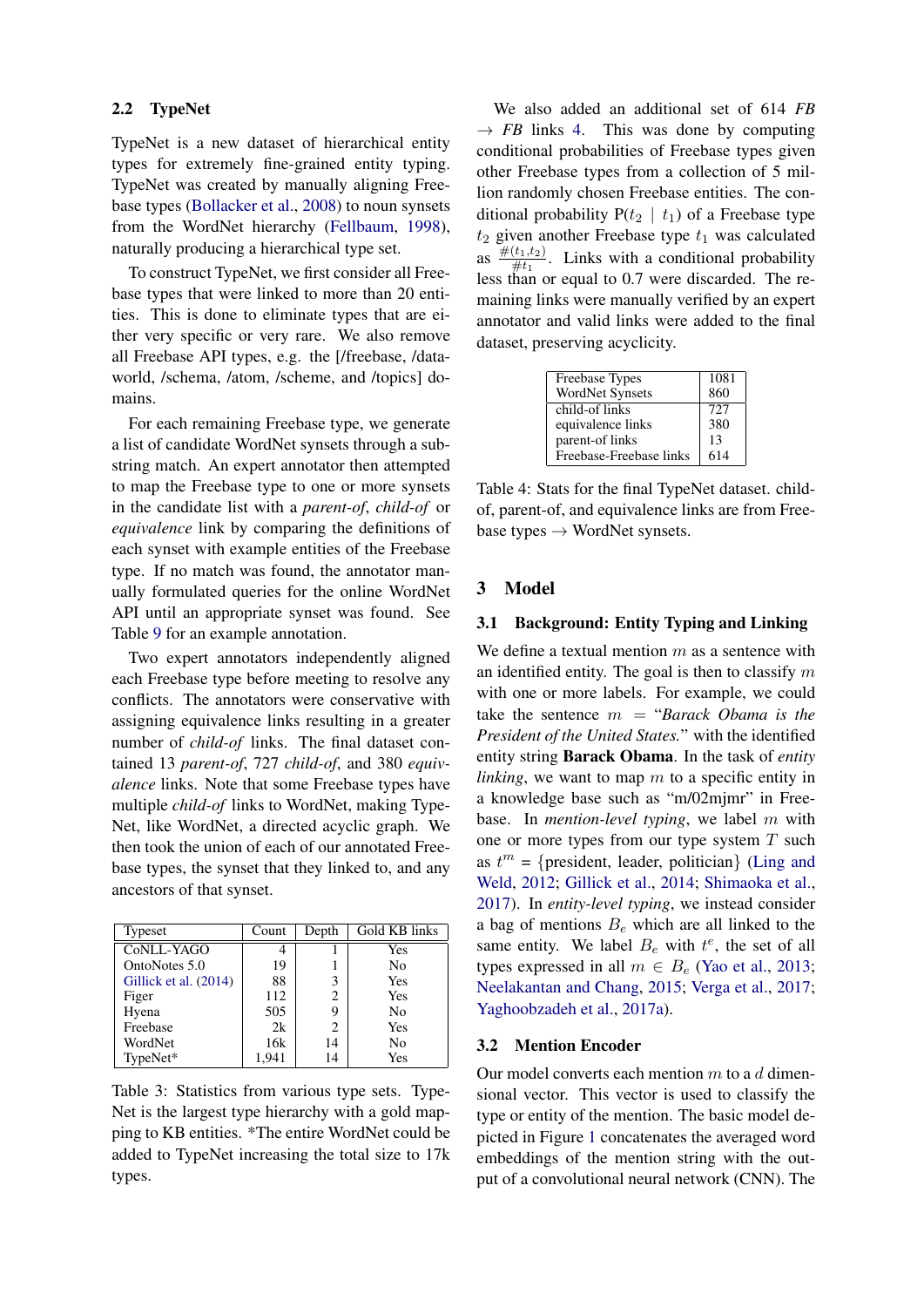## 2.2 TypeNet

TypeNet is a new dataset of hierarchical entity types for extremely fine-grained entity typing. TypeNet was created by manually aligning Freebase types (Bollacker et al., 2008) to noun synsets from the WordNet hierarchy (Fellbaum, 1998), naturally producing a hierarchical type set.

To construct TypeNet, we first consider all Freebase types that were linked to more than 20 entities. This is done to eliminate types that are either very specific or very rare. We also remove all Freebase API types, e.g. the [/freebase, /dataworld, /schema, /atom, /scheme, and /topics] domains.

For each remaining Freebase type, we generate a list of candidate WordNet synsets through a substring match. An expert annotator then attempted to map the Freebase type to one or more synsets in the candidate list with a *parent-of*, *child-of* or *equivalence* link by comparing the definitions of each synset with example entities of the Freebase type. If no match was found, the annotator manually formulated queries for the online WordNet API until an appropriate synset was found. See Table 9 for an example annotation.

Two expert annotators independently aligned each Freebase type before meeting to resolve any conflicts. The annotators were conservative with assigning equivalence links resulting in a greater number of *child-of* links. The final dataset contained 13 *parent-of*, 727 *child-of*, and 380 *equivalence* links. Note that some Freebase types have multiple *child-of* links to WordNet, making TypeNet, like WordNet, a directed acyclic graph. We then took the union of each of our annotated Freebase types, the synset that they linked to, and any ancestors of that synset.

| Typeset | Count | Depth | Gold KB links |
|---|---|---|---|
| CoNLL-YAGO | 4 | 1 | Yes |
| OntoNotes 5.0 | 19 | 1 | No |
| Gillick et al. (2014) | 88 | 3 | Yes |
| Figer | 112 | 2 | Yes |
| Hyena | 505 | 9 | No |
| Freebase | 2k | 2 | Yes |
| WordNet | 16k | 14 | No |
| TypeNet* | 1,941 | 14 | Yes |

Table 3: Statistics from various type sets. TypeNet is the largest type hierarchy with a gold mapping to KB entities. *The entire WordNet could be added to TypeNet increasing the total size to 17k types.

We also added an additional set of 614 *FB* $\rightarrow$ *FB* links 4. This was done by computing conditional probabilities of Freebase types given other Freebase types from a collection of 5 million randomly chosen Freebase entities. The conditional probability $P(t_2 \mid t_1)$ of a Freebase type $t_2$ given another Freebase type $t_1$ was calculated as $\frac{\#(t_1,t_2)}{\#t_1}$. Links with a conditional probability less than or equal to 0.7 were discarded. The remaining links were manually verified by an expert annotator and valid links were added to the final dataset, preserving acyclicity.

| | |
|---|---|
| Freebase Types | 1081 |
| WordNet Synsets | 860 |
| child-of links | 727 |
| equivalence links | 380 |
| parent-of links | 13 |
| Freebase-Freebase links | 614 |

Table 4: Stats for the final TypeNet dataset. child-of, parent-of, and equivalence links are from Freebase types $\rightarrow$ WordNet synsets.

# 3 Model

## 3.1 Background: Entity Typing and Linking

We define a textual mention $m$ as a sentence with an identified entity. The goal is then to classify $m$ with one or more labels. For example, we could take the sentence $m$ = "*Barack Obama is the President of the United States.*" with the identified entity string **Barack Obama**. In the task of *entity linking*, we want to map $m$ to a specific entity in a knowledge base such as "m/02mjmr" in Freebase. In *mention-level typing*, we label $m$ with one or more types from our type system $T$ such as $t^m$ = {president, leader, politician} (Ling and Weld, 2012; Gillick et al., 2014; Shimaoka et al., 2017). In *entity-level typing*, we instead consider a bag of mentions $B_e$ which are all linked to the same entity. We label $B_e$ with $t^e$, the set of all types expressed in all $m \in B_e$ (Yao et al., 2013; Neelakantan and Chang, 2015; Verga et al., 2017; Yaghoobzadeh et al., 2017a).

## 3.2 Mention Encoder

Our model converts each mention $m$ to a $d$ dimensional vector. This vector is used to classify the type or entity of the mention. The basic model depicted in Figure 1 concatenates the averaged word embeddings of the mention string with the output of a convolutional neural network (CNN). The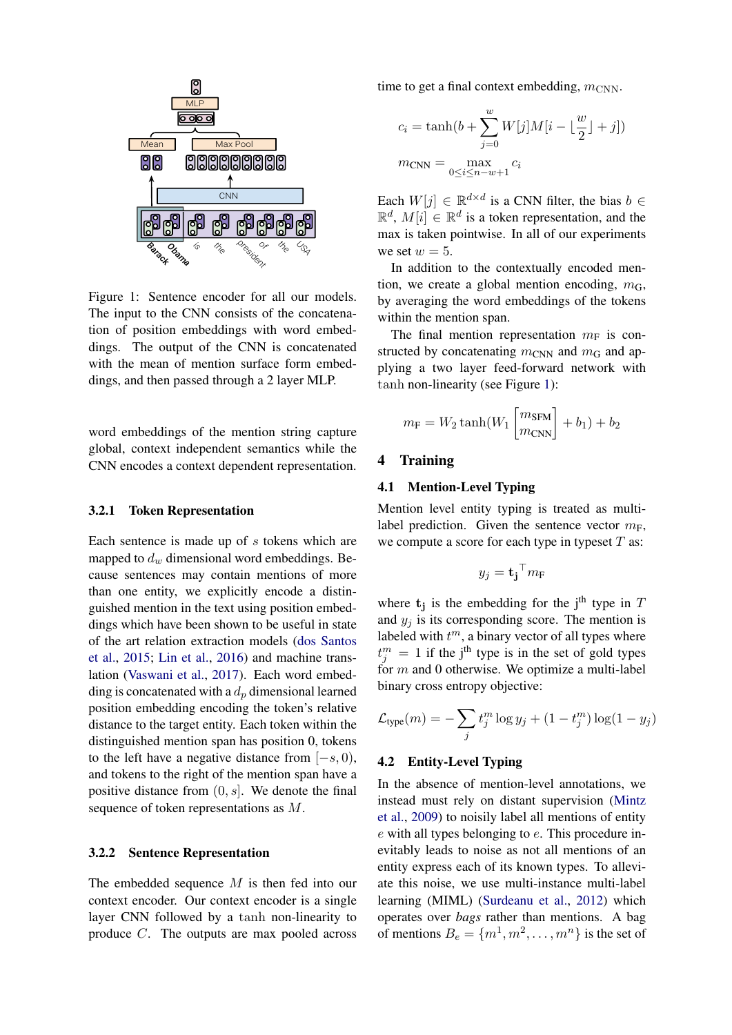Figure 1: Sentence encoder for all our models. The input to the CNN consists of the concatenation of position embeddings with word embeddings. The output of the CNN is concatenated with the mean of mention surface form embeddings, and then passed through a 2 layer MLP.

word embeddings of the mention string capture global, context independent semantics while the CNN encodes a context dependent representation.

#### 3.2.1 Token Representation

Each sentence is made up of $s$ tokens which are mapped to $d_w$ dimensional word embeddings. Because sentences may contain mentions of more than one entity, we explicitly encode a distinguished mention in the text using position embeddings which have been shown to be useful in state of the art relation extraction models (dos Santos et al., 2015; Lin et al., 2016) and machine translation (Vaswani et al., 2017). Each word embedding is concatenated with a $d_p$ dimensional learned position embedding encoding the token's relative distance to the target entity. Each token within the distinguished mention span has position 0, tokens to the left have a negative distance from $[-s, 0)$, and tokens to the right of the mention span have a positive distance from $(0, s]$. We denote the final sequence of token representations as $M$.

#### 3.2.2 Sentence Representation

The embedded sequence $M$ is then fed into our context encoder. Our context encoder is a single layer CNN followed by a $\tanh$ non-linearity to produce $C$. The outputs are max pooled across time to get a final context embedding, $m_{\text{CNN}}$.

$$c_i = \tanh(b + \sum_{j=0}^{w} W[j]M[i - \lfloor \frac{w}{2} \rfloor + j])$$

$$m_{\text{CNN}} = \max_{0 \leq i \leq n-w+1} c_i$$

Each $W[j] \in \mathbb{R}^{d \times d}$ is a CNN filter, the bias $b \in \mathbb{R}^d$, $M[i] \in \mathbb{R}^d$ is a token representation, and the max is taken pointwise. In all of our experiments we set $w = 5$.

In addition to the contextually encoded mention, we create a global mention encoding, $m_{\text{G}}$, by averaging the word embeddings of the tokens within the mention span.

The final mention representation $m_{\text{F}}$ is constructed by concatenating $m_{\text{CNN}}$ and $m_{\text{G}}$ and applying a two layer feed-forward network with $\tanh$ non-linearity (see Figure 1):

$$m_{\text{F}} = W_2 \tanh(W_1 \begin{bmatrix} m_{\text{SFM}} \\ m_{\text{CNN}} \end{bmatrix} + b_1) + b_2$$

## 4 Training

### 4.1 Mention-Level Typing

Mention level entity typing is treated as multi-label prediction. Given the sentence vector $m_{\text{F}}$, we compute a score for each type in typeset $T$ as:

$$y_j = \mathbf{t_j}^\top m_{\text{F}}$$

where $\mathbf{t_j}$ is the embedding for the $\text{j}^{\text{th}}$ type in $T$ and $y_j$ is its corresponding score. The mention is labeled with $t^m$, a binary vector of all types where $t_j^m = 1$ if the $\text{j}^{\text{th}}$ type is in the set of gold types for $m$ and 0 otherwise. We optimize a multi-label binary cross entropy objective:

$$\mathcal{L}_{\text{type}}(m) = -\sum_j t_j^m \log y_j + (1 - t_j^m) \log(1 - y_j)$$

### 4.2 Entity-Level Typing

In the absence of mention-level annotations, we instead must rely on distant supervision (Mintz et al., 2009) to noisily label all mentions of entity $e$ with all types belonging to $e$. This procedure inevitably leads to noise as not all mentions of an entity express each of its known types. To alleviate this noise, we use multi-instance multi-label learning (MIML) (Surdeanu et al., 2012) which operates over *bags* rather than mentions. A bag of mentions $B_e = \{m^1, m^2, \ldots, m^n\}$ is the set of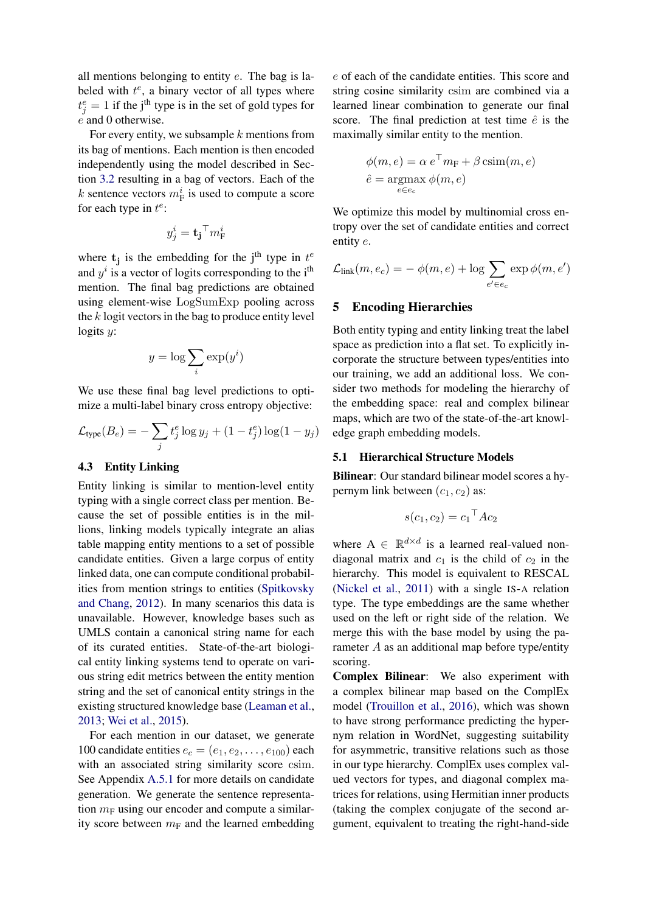all mentions belonging to entity $e$. The bag is labeled with $t^e$, a binary vector of all types where $t^e_j = 1$ if the j[th] type is in the set of gold types for $e$ and 0 otherwise.

For every entity, we subsample $k$ mentions from its bag of mentions. Each mention is then encoded independently using the model described in Section 3.2 resulting in a bag of vectors. Each of the $k$ sentence vectors $m^i_{\text{F}}$ is used to compute a score for each type in $t^e$:

$$y^i_j = \mathbf{t_j}^\top m^i_{\text{F}}$$

where $\mathbf{t_j}$ is the embedding for the j[th] type in $t^e$ and $y^i$ is a vector of logits corresponding to the i[th] mention. The final bag predictions are obtained using element-wise $\text{LogSumExp}$ pooling across the $k$ logit vectors in the bag to produce entity level logits $y$:

$$y = \log \sum_i \exp(y^i)$$

We use these final bag level predictions to optimize a multi-label binary cross entropy objective:

$$\mathcal{L}_{\text{type}}(B_e) = -\sum_j t^e_j \log y_j + (1 - t^e_j)\log(1 - y_j)$$

### 4.3 Entity Linking

Entity linking is similar to mention-level entity typing with a single correct class per mention. Because the set of possible entities is in the millions, linking models typically integrate an alias table mapping entity mentions to a set of possible candidate entities. Given a large corpus of entity linked data, one can compute conditional probabilities from mention strings to entities (Spitkovsky and Chang, 2012). In many scenarios this data is unavailable. However, knowledge bases such as UMLS contain a canonical string name for each of its curated entities. State-of-the-art biological entity linking systems tend to operate on various string edit metrics between the entity mention string and the set of canonical entity strings in the existing structured knowledge base (Leaman et al., 2013; Wei et al., 2015).

For each mention in our dataset, we generate 100 candidate entities $e_c = (e_1, e_2, \ldots, e_{100})$ each with an associated string similarity score csim. See Appendix A.5.1 for more details on candidate generation. We generate the sentence representation $m_{\text{F}}$ using our encoder and compute a similarity score between $m_{\text{F}}$ and the learned embedding $e$ of each of the candidate entities. This score and string cosine similarity csim are combined via a learned linear combination to generate our final score. The final prediction at test time $\hat{e}$ is the maximally similar entity to the mention.

$$\phi(m, e) = \alpha\, e^\top m_{\text{F}} + \beta\, \text{csim}(m, e)$$
$$\hat{e} = \underset{e \in e_c}{\text{argmax}}\ \phi(m, e)$$

We optimize this model by multinomial cross entropy over the set of candidate entities and correct entity $e$.

$$\mathcal{L}_{\text{link}}(m, e_c) = -\,\phi(m, e) + \log \sum_{e' \in e_c} \exp \phi(m, e')$$

## 5 Encoding Hierarchies

Both entity typing and entity linking treat the label space as prediction into a flat set. To explicitly incorporate the structure between types/entities into our training, we add an additional loss. We consider two methods for modeling the hierarchy of the embedding space: real and complex bilinear maps, which are two of the state-of-the-art knowledge graph embedding models.

### 5.1 Hierarchical Structure Models

**Bilinear**: Our standard bilinear model scores a hypernym link between $(c_1, c_2)$ as:

$$s(c_1, c_2) = c_1{}^\top A c_2$$

where $A \in \mathbb{R}^{d \times d}$ is a learned real-valued non-diagonal matrix and $c_1$ is the child of $c_2$ in the hierarchy. This model is equivalent to RESCAL (Nickel et al., 2011) with a single IS-A relation type. The type embeddings are the same whether used on the left or right side of the relation. We merge this with the base model by using the parameter $A$ as an additional map before type/entity scoring.

**Complex Bilinear**: We also experiment with a complex bilinear map based on the ComplEx model (Trouillon et al., 2016), which was shown to have strong performance predicting the hypernym relation in WordNet, suggesting suitability for asymmetric, transitive relations such as those in our type hierarchy. ComplEx uses complex valued vectors for types, and diagonal complex matrices for relations, using Hermitian inner products (taking the complex conjugate of the second argument, equivalent to treating the right-hand-side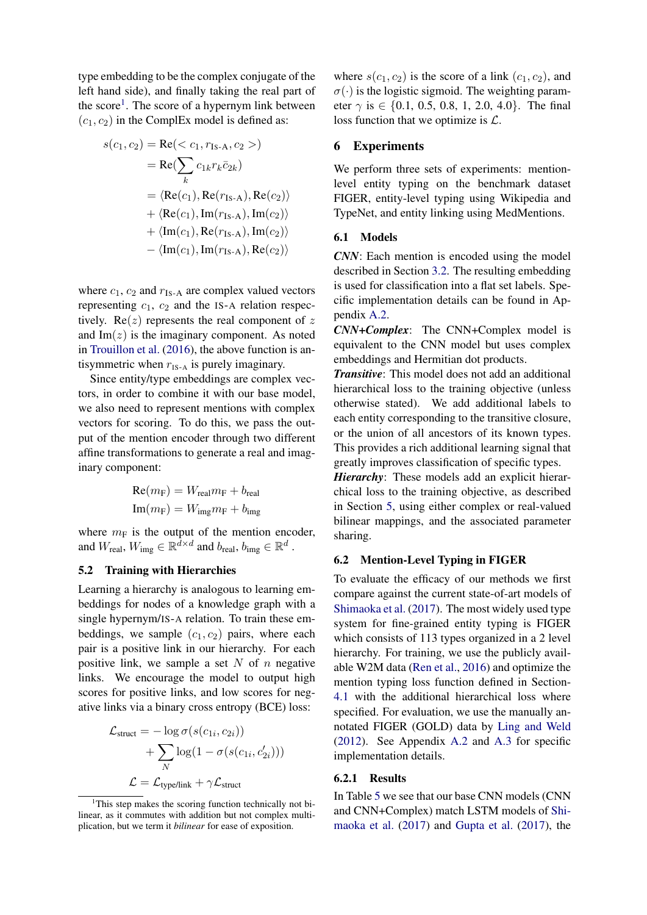type embedding to be the complex conjugate of the left hand side), and finally taking the real part of the score[1]. The score of a hypernym link between $(c_1, c_2)$ in the ComplEx model is defined as:

$$
\begin{aligned}
s(c_1, c_2) &= \mathrm{Re}(< c_1, r_{\text{IS-A}}, c_2 >) \\
&= \mathrm{Re}(\sum_k c_{1k} r_k \bar{c}_{2k}) \\
&= \langle \mathrm{Re}(c_1), \mathrm{Re}(r_{\text{IS-A}}), \mathrm{Re}(c_2) \rangle \\
&+ \langle \mathrm{Re}(c_1), \mathrm{Im}(r_{\text{IS-A}}), \mathrm{Im}(c_2) \rangle \\
&+ \langle \mathrm{Im}(c_1), \mathrm{Re}(r_{\text{IS-A}}), \mathrm{Im}(c_2) \rangle \\
&- \langle \mathrm{Im}(c_1), \mathrm{Im}(r_{\text{IS-A}}), \mathrm{Re}(c_2) \rangle
\end{aligned}
$$

where $c_1$, $c_2$ and $r_{\text{IS-A}}$ are complex valued vectors representing $c_1$, $c_2$ and the IS-A relation respectively. $\mathrm{Re}(z)$ represents the real component of $z$ and $\mathrm{Im}(z)$ is the imaginary component. As noted in Trouillon et al. (2016), the above function is antisymmetric when $r_{\text{IS-A}}$ is purely imaginary.

Since entity/type embeddings are complex vectors, in order to combine it with our base model, we also need to represent mentions with complex vectors for scoring. To do this, we pass the output of the mention encoder through two different affine transformations to generate a real and imaginary component:

$$
\begin{aligned}
\mathrm{Re}(m_{\text{F}}) &= W_{\text{real}} m_{\text{F}} + b_{\text{real}} \\
\mathrm{Im}(m_{\text{F}}) &= W_{\text{img}} m_{\text{F}} + b_{\text{img}}
\end{aligned}
$$

where $m_{\text{F}}$ is the output of the mention encoder, and $W_{\text{real}}$, $W_{\text{img}} \in \mathbb{R}^{d \times d}$ and $b_{\text{real}}$, $b_{\text{img}} \in \mathbb{R}^d$ .

### 5.2 Training with Hierarchies

Learning a hierarchy is analogous to learning embeddings for nodes of a knowledge graph with a single hypernym/IS-A relation. To train these embeddings, we sample $(c_1, c_2)$ pairs, where each pair is a positive link in our hierarchy. For each positive link, we sample a set $N$ of $n$ negative links. We encourage the model to output high scores for positive links, and low scores for negative links via a binary cross entropy (BCE) loss:

$$
\begin{aligned}
\mathcal{L}_{\text{struct}} &= -\log \sigma(s(c_{1i}, c_{2i})) \\
&+ \sum_N \log(1 - \sigma(s(c_{1i}, c'_{2i}))) \\
\mathcal{L} &= \mathcal{L}_{\text{type/link}} + \gamma \mathcal{L}_{\text{struct}}
\end{aligned}
$$

where $s(c_1, c_2)$ is the score of a link $(c_1, c_2)$, and $\sigma(\cdot)$ is the logistic sigmoid. The weighting parameter $\gamma$ is $\in \{0.1, 0.5, 0.8, 1, 2.0, 4.0\}$. The final loss function that we optimize is $\mathcal{L}$.

## 6 Experiments

We perform three sets of experiments: mention-level entity typing on the benchmark dataset FIGER, entity-level typing using Wikipedia and TypeNet, and entity linking using MedMentions.

### 6.1 Models

***CNN***: Each mention is encoded using the model described in Section 3.2. The resulting embedding is used for classification into a flat set labels. Specific implementation details can be found in Appendix A.2.

***CNN+Complex***: The CNN+Complex model is equivalent to the CNN model but uses complex embeddings and Hermitian dot products.

***Transitive***: This model does not add an additional hierarchical loss to the training objective (unless otherwise stated). We add additional labels to each entity corresponding to the transitive closure, or the union of all ancestors of its known types. This provides a rich additional learning signal that greatly improves classification of specific types.

***Hierarchy***: These models add an explicit hierarchical loss to the training objective, as described in Section 5, using either complex or real-valued bilinear mappings, and the associated parameter sharing.

### 6.2 Mention-Level Typing in FIGER

To evaluate the efficacy of our methods we first compare against the current state-of-art models of Shimaoka et al. (2017). The most widely used type system for fine-grained entity typing is FIGER which consists of 113 types organized in a 2 level hierarchy. For training, we use the publicly available W2M data (Ren et al., 2016) and optimize the mention typing loss function defined in Section-4.1 with the additional hierarchical loss where specified. For evaluation, we use the manually annotated FIGER (GOLD) data by Ling and Weld (2012). See Appendix A.2 and A.3 for specific implementation details.

#### 6.2.1 Results

In Table 5 we see that our base CNN models (CNN and CNN+Complex) match LSTM models of Shimaoka et al. (2017) and Gupta et al. (2017), the

[1]This step makes the scoring function technically not bilinear, as it commutes with addition but not complex multiplication, but we term it *bilinear* for ease of exposition.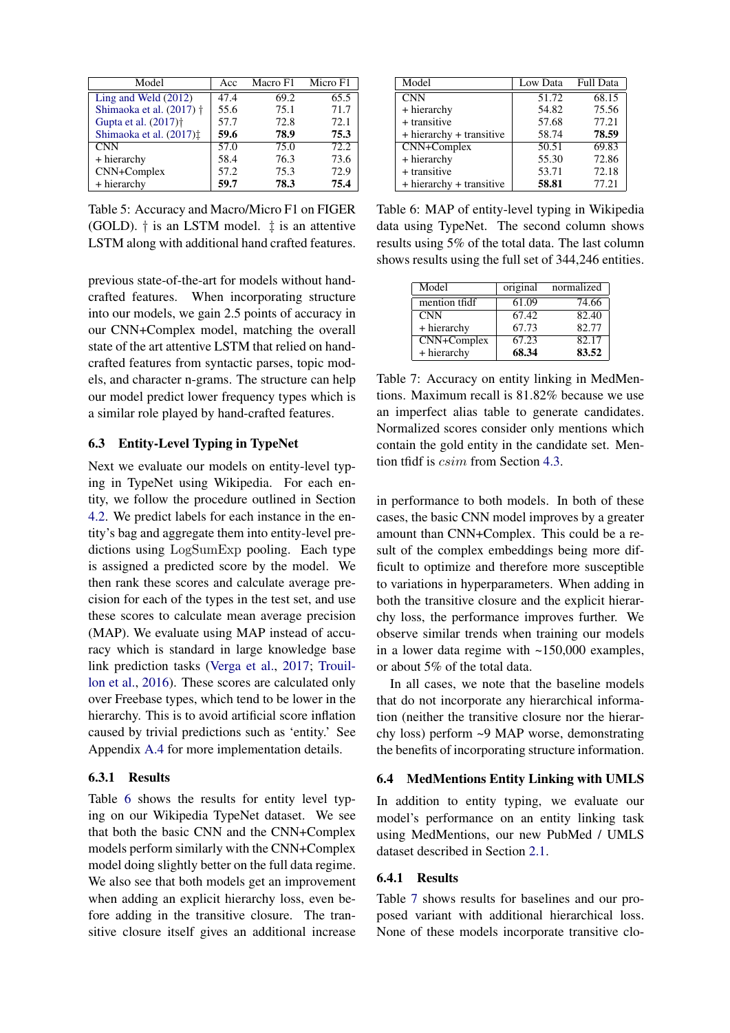| Model | Acc | Macro F1 | Micro F1 |
|---|---|---|---|
| Ling and Weld (2012) | 47.4 | 69.2 | 65.5 |
| Shimaoka et al. (2017) † | 55.6 | 75.1 | 71.7 |
| Gupta et al. (2017)† | 57.7 | 72.8 | 72.1 |
| Shimaoka et al. (2017)‡ | **59.6** | **78.9** | **75.3** |
| CNN | 57.0 | 75.0 | 72.2 |
| + hierarchy | 58.4 | 76.3 | 73.6 |
| CNN+Complex | 57.2 | 75.3 | 72.9 |
| + hierarchy | **59.7** | **78.3** | **75.4** |

Table 5: Accuracy and Macro/Micro F1 on FIGER (GOLD). † is an LSTM model. ‡ is an attentive LSTM along with additional hand crafted features.

previous state-of-the-art for models without hand-crafted features. When incorporating structure into our models, we gain 2.5 points of accuracy in our CNN+Complex model, matching the overall state of the art attentive LSTM that relied on hand-crafted features from syntactic parses, topic models, and character n-grams. The structure can help our model predict lower frequency types which is a similar role played by hand-crafted features.

### 6.3 Entity-Level Typing in TypeNet

Next we evaluate our models on entity-level typing in TypeNet using Wikipedia. For each entity, we follow the procedure outlined in Section 4.2. We predict labels for each instance in the entity's bag and aggregate them into entity-level predictions using LogSumExp pooling. Each type is assigned a predicted score by the model. We then rank these scores and calculate average precision for each of the types in the test set, and use these scores to calculate mean average precision (MAP). We evaluate using MAP instead of accuracy which is standard in large knowledge base link prediction tasks (Verga et al., 2017; Trouillon et al., 2016). These scores are calculated only over Freebase types, which tend to be lower in the hierarchy. This is to avoid artificial score inflation caused by trivial predictions such as 'entity.' See Appendix A.4 for more implementation details.

#### 6.3.1 Results

Table 6 shows the results for entity level typing on our Wikipedia TypeNet dataset. We see that both the basic CNN and the CNN+Complex models perform similarly with the CNN+Complex model doing slightly better on the full data regime. We also see that both models get an improvement when adding an explicit hierarchy loss, even before adding in the transitive closure. The transitive closure itself gives an additional increase

| Model | Low Data | Full Data |
|---|---|---|
| CNN | 51.72 | 68.15 |
| + hierarchy | 54.82 | 75.56 |
| + transitive | 57.68 | 77.21 |
| + hierarchy + transitive | 58.74 | **78.59** |
| CNN+Complex | 50.51 | 69.83 |
| + hierarchy | 55.30 | 72.86 |
| + transitive | 53.71 | 72.18 |
| + hierarchy + transitive | **58.81** | 77.21 |

Table 6: MAP of entity-level typing in Wikipedia data using TypeNet. The second column shows results using 5% of the total data. The last column shows results using the full set of 344,246 entities.

| Model | original | normalized |
|---|---|---|
| mention tfidf | 61.09 | 74.66 |
| CNN | 67.42 | 82.40 |
| + hierarchy | 67.73 | 82.77 |
| CNN+Complex | 67.23 | 82.17 |
| + hierarchy | **68.34** | **83.52** |

Table 7: Accuracy on entity linking in MedMentions. Maximum recall is 81.82% because we use an imperfect alias table to generate candidates. Normalized scores consider only mentions which contain the gold entity in the candidate set. Mention tfidf is $csim$ from Section 4.3.

in performance to both models. In both of these cases, the basic CNN model improves by a greater amount than CNN+Complex. This could be a result of the complex embeddings being more difficult to optimize and therefore more susceptible to variations in hyperparameters. When adding in both the transitive closure and the explicit hierarchy loss, the performance improves further. We observe similar trends when training our models in a lower data regime with ~150,000 examples, or about 5% of the total data.

In all cases, we note that the baseline models that do not incorporate any hierarchical information (neither the transitive closure nor the hierarchy loss) perform ~9 MAP worse, demonstrating the benefits of incorporating structure information.

### 6.4 MedMentions Entity Linking with UMLS

In addition to entity typing, we evaluate our model's performance on an entity linking task using MedMentions, our new PubMed / UMLS dataset described in Section 2.1.

#### 6.4.1 Results

Table 7 shows results for baselines and our proposed variant with additional hierarchical loss. None of these models incorporate transitive clo-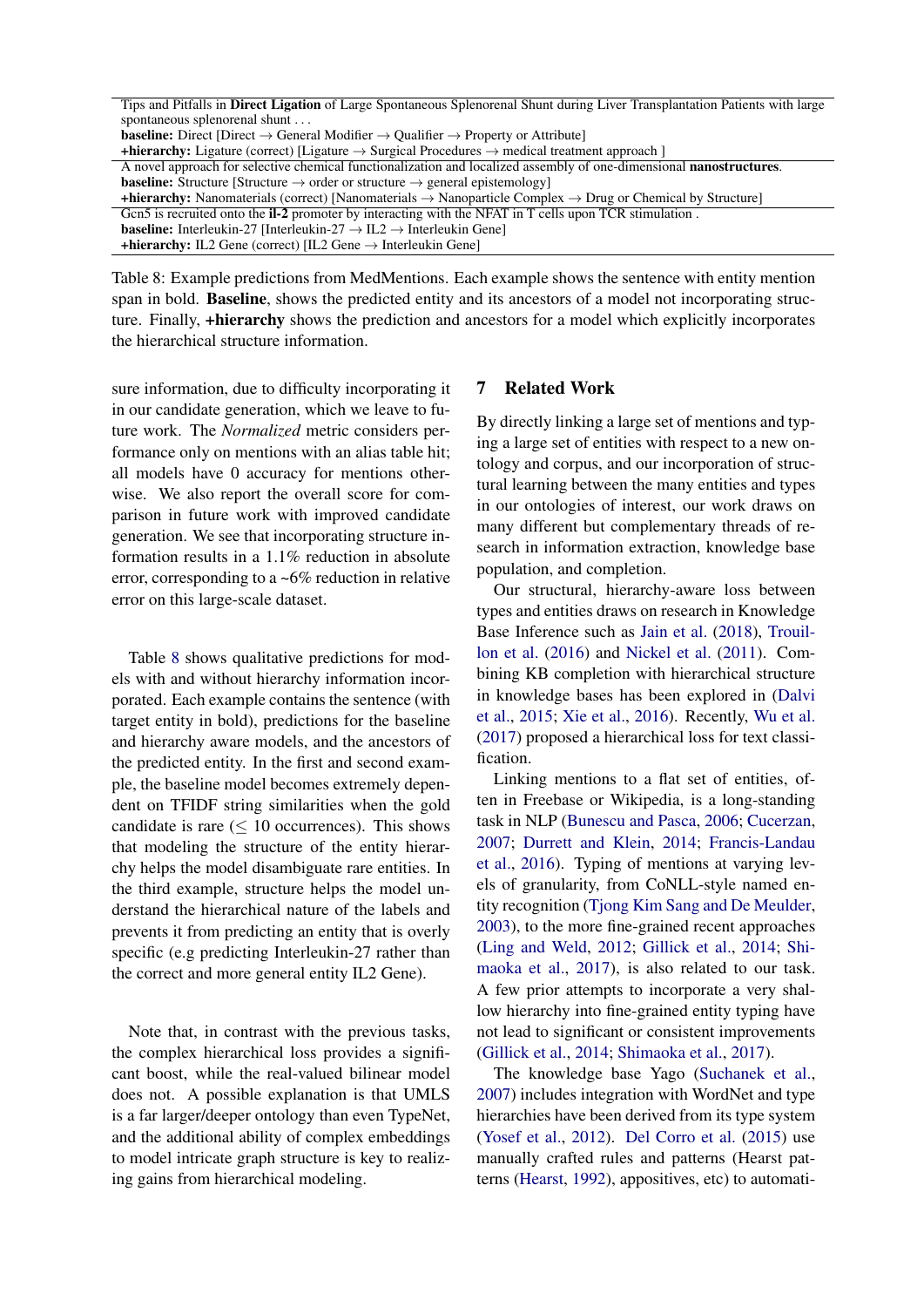| |
|---|
| Tips and Pitfalls in **Direct Ligation** of Large Spontaneous Splenorenal Shunt during Liver Transplantation Patients with large spontaneous splenorenal shunt . . . |
| **baseline:** Direct [Direct → General Modifier → Qualifier → Property or Attribute] |
| **+hierarchy:** Ligature (correct) [Ligature → Surgical Procedures → medical treatment approach ] |
| A novel approach for selective chemical functionalization and localized assembly of one-dimensional **nanostructures**. |
| **baseline:** Structure [Structure → order or structure → general epistemology] |
| **+hierarchy:** Nanomaterials (correct) [Nanomaterials → Nanoparticle Complex → Drug or Chemical by Structure] |
| Gcn5 is recruited onto the **il-2** promoter by interacting with the NFAT in T cells upon TCR stimulation . |
| **baseline:** Interleukin-27 [Interleukin-27 → IL2 → Interleukin Gene] |
| **+hierarchy:** IL2 Gene (correct) [IL2 Gene → Interleukin Gene] |

Table 8: Example predictions from MedMentions. Each example shows the sentence with entity mention span in bold. **Baseline**, shows the predicted entity and its ancestors of a model not incorporating structure. Finally, **+hierarchy** shows the prediction and ancestors for a model which explicitly incorporates the hierarchical structure information.

sure information, due to difficulty incorporating it in our candidate generation, which we leave to future work. The *Normalized* metric considers performance only on mentions with an alias table hit; all models have 0 accuracy for mentions otherwise. We also report the overall score for comparison in future work with improved candidate generation. We see that incorporating structure information results in a 1.1% reduction in absolute error, corresponding to a ~6% reduction in relative error on this large-scale dataset.

Table 8 shows qualitative predictions for models with and without hierarchy information incorporated. Each example contains the sentence (with target entity in bold), predictions for the baseline and hierarchy aware models, and the ancestors of the predicted entity. In the first and second example, the baseline model becomes extremely dependent on TFIDF string similarities when the gold candidate is rare ($\leq$ 10 occurrences). This shows that modeling the structure of the entity hierarchy helps the model disambiguate rare entities. In the third example, structure helps the model understand the hierarchical nature of the labels and prevents it from predicting an entity that is overly specific (e.g predicting Interleukin-27 rather than the correct and more general entity IL2 Gene).

Note that, in contrast with the previous tasks, the complex hierarchical loss provides a significant boost, while the real-valued bilinear model does not. A possible explanation is that UMLS is a far larger/deeper ontology than even TypeNet, and the additional ability of complex embeddings to model intricate graph structure is key to realizing gains from hierarchical modeling.

## 7 Related Work

By directly linking a large set of mentions and typing a large set of entities with respect to a new ontology and corpus, and our incorporation of structural learning between the many entities and types in our ontologies of interest, our work draws on many different but complementary threads of research in information extraction, knowledge base population, and completion.

Our structural, hierarchy-aware loss between types and entities draws on research in Knowledge Base Inference such as Jain et al. (2018), Trouillon et al. (2016) and Nickel et al. (2011). Combining KB completion with hierarchical structure in knowledge bases has been explored in (Dalvi et al., 2015; Xie et al., 2016). Recently, Wu et al. (2017) proposed a hierarchical loss for text classification.

Linking mentions to a flat set of entities, often in Freebase or Wikipedia, is a long-standing task in NLP (Bunescu and Pasca, 2006; Cucerzan, 2007; Durrett and Klein, 2014; Francis-Landau et al., 2016). Typing of mentions at varying levels of granularity, from CoNLL-style named entity recognition (Tjong Kim Sang and De Meulder, 2003), to the more fine-grained recent approaches (Ling and Weld, 2012; Gillick et al., 2014; Shimaoka et al., 2017), is also related to our task. A few prior attempts to incorporate a very shallow hierarchy into fine-grained entity typing have not lead to significant or consistent improvements (Gillick et al., 2014; Shimaoka et al., 2017).

The knowledge base Yago (Suchanek et al., 2007) includes integration with WordNet and type hierarchies have been derived from its type system (Yosef et al., 2012). Del Corro et al. (2015) use manually crafted rules and patterns (Hearst patterns (Hearst, 1992), appositives, etc) to automati-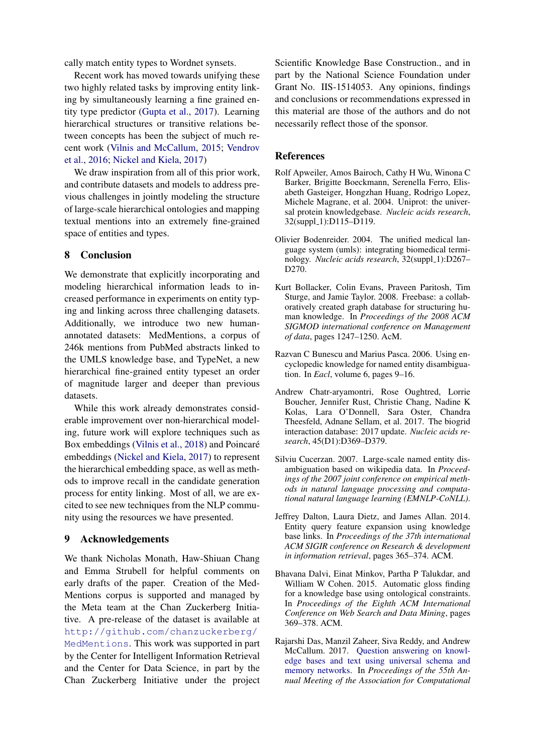cally match entity types to Wordnet synsets.

Recent work has moved towards unifying these two highly related tasks by improving entity linking by simultaneously learning a fine grained entity type predictor (Gupta et al., 2017). Learning hierarchical structures or transitive relations between concepts has been the subject of much recent work (Vilnis and McCallum, 2015; Vendrov et al., 2016; Nickel and Kiela, 2017)

We draw inspiration from all of this prior work, and contribute datasets and models to address previous challenges in jointly modeling the structure of large-scale hierarchical ontologies and mapping textual mentions into an extremely fine-grained space of entities and types.

## 8 Conclusion

We demonstrate that explicitly incorporating and modeling hierarchical information leads to increased performance in experiments on entity typing and linking across three challenging datasets. Additionally, we introduce two new human-annotated datasets: MedMentions, a corpus of 246k mentions from PubMed abstracts linked to the UMLS knowledge base, and TypeNet, a new hierarchical fine-grained entity typeset an order of magnitude larger and deeper than previous datasets.

While this work already demonstrates considerable improvement over non-hierarchical modeling, future work will explore techniques such as Box embeddings (Vilnis et al., 2018) and Poincaré embeddings (Nickel and Kiela, 2017) to represent the hierarchical embedding space, as well as methods to improve recall in the candidate generation process for entity linking. Most of all, we are excited to see new techniques from the NLP community using the resources we have presented.

## 9 Acknowledgements

We thank Nicholas Monath, Haw-Shiuan Chang and Emma Strubell for helpful comments on early drafts of the paper. Creation of the MedMentions corpus is supported and managed by the Meta team at the Chan Zuckerberg Initiative. A pre-release of the dataset is available at http://github.com/chanzuckerberg/MedMentions. This work was supported in part by the Center for Intelligent Information Retrieval and the Center for Data Science, in part by the Chan Zuckerberg Initiative under the project Scientific Knowledge Base Construction., and in part by the National Science Foundation under Grant No. IIS-1514053. Any opinions, findings and conclusions or recommendations expressed in this material are those of the authors and do not necessarily reflect those of the sponsor.

## References

Rolf Apweiler, Amos Bairoch, Cathy H Wu, Winona C Barker, Brigitte Boeckmann, Serenella Ferro, Elisabeth Gasteiger, Hongzhan Huang, Rodrigo Lopez, Michele Magrane, et al. 2004. Uniprot: the universal protein knowledgebase. *Nucleic acids research*, 32(suppl_1):D115–D119.

Olivier Bodenreider. 2004. The unified medical language system (umls): integrating biomedical terminology. *Nucleic acids research*, 32(suppl_1):D267–D270.

Kurt Bollacker, Colin Evans, Praveen Paritosh, Tim Sturge, and Jamie Taylor. 2008. Freebase: a collaboratively created graph database for structuring human knowledge. In *Proceedings of the 2008 ACM SIGMOD international conference on Management of data*, pages 1247–1250. AcM.

Razvan C Bunescu and Marius Pasca. 2006. Using encyclopedic knowledge for named entity disambiguation. In *Eacl*, volume 6, pages 9–16.

Andrew Chatr-aryamontri, Rose Oughtred, Lorrie Boucher, Jennifer Rust, Christie Chang, Nadine K Kolas, Lara O'Donnell, Sara Oster, Chandra Theesfeld, Adnane Sellam, et al. 2017. The biogrid interaction database: 2017 update. *Nucleic acids research*, 45(D1):D369–D379.

Silviu Cucerzan. 2007. Large-scale named entity disambiguation based on wikipedia data. In *Proceedings of the 2007 joint conference on empirical methods in natural language processing and computational natural language learning (EMNLP-CoNLL)*.

Jeffrey Dalton, Laura Dietz, and James Allan. 2014. Entity query feature expansion using knowledge base links. In *Proceedings of the 37th international ACM SIGIR conference on Research & development in information retrieval*, pages 365–374. ACM.

Bhavana Dalvi, Einat Minkov, Partha P Talukdar, and William W Cohen. 2015. Automatic gloss finding for a knowledge base using ontological constraints. In *Proceedings of the Eighth ACM International Conference on Web Search and Data Mining*, pages 369–378. ACM.

Rajarshi Das, Manzil Zaheer, Siva Reddy, and Andrew McCallum. 2017. Question answering on knowledge bases and text using universal schema and memory networks. In *Proceedings of the 55th Annual Meeting of the Association for Computational*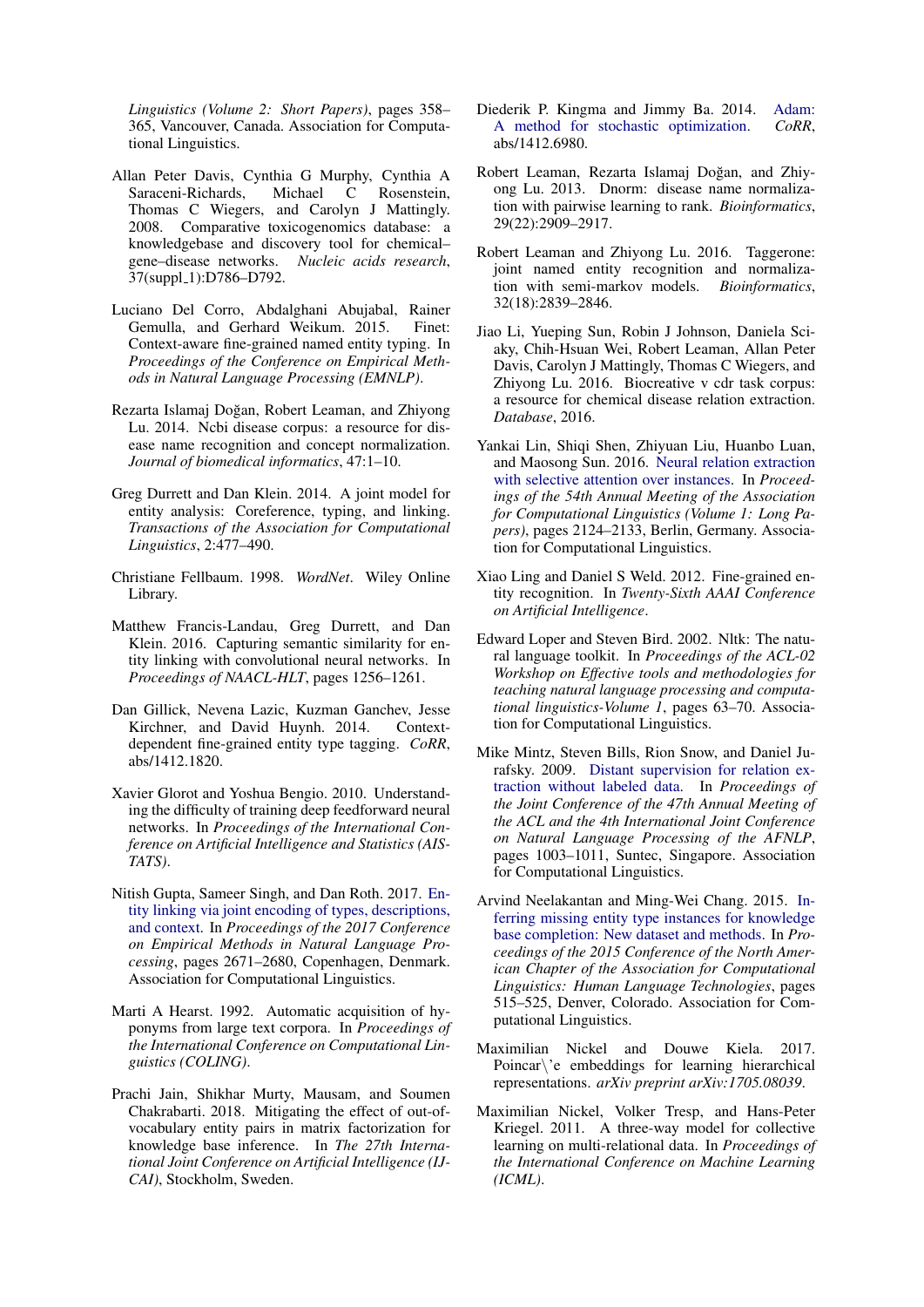*Linguistics (Volume 2: Short Papers)*, pages 358–365, Vancouver, Canada. Association for Computational Linguistics.

Allan Peter Davis, Cynthia G Murphy, Cynthia A Saraceni-Richards, Michael C Rosenstein, Thomas C Wiegers, and Carolyn J Mattingly. 2008. Comparative toxicogenomics database: a knowledgebase and discovery tool for chemical–gene–disease networks. *Nucleic acids research*, 37(suppl_1):D786–D792.

Luciano Del Corro, Abdalghani Abujabal, Rainer Gemulla, and Gerhard Weikum. 2015. Finet: Context-aware fine-grained named entity typing. In *Proceedings of the Conference on Empirical Methods in Natural Language Processing (EMNLP)*.

Rezarta Islamaj Doğan, Robert Leaman, and Zhiyong Lu. 2014. Ncbi disease corpus: a resource for disease name recognition and concept normalization. *Journal of biomedical informatics*, 47:1–10.

Greg Durrett and Dan Klein. 2014. A joint model for entity analysis: Coreference, typing, and linking. *Transactions of the Association for Computational Linguistics*, 2:477–490.

Christiane Fellbaum. 1998. *WordNet*. Wiley Online Library.

Matthew Francis-Landau, Greg Durrett, and Dan Klein. 2016. Capturing semantic similarity for entity linking with convolutional neural networks. In *Proceedings of NAACL-HLT*, pages 1256–1261.

Dan Gillick, Nevena Lazic, Kuzman Ganchev, Jesse Kirchner, and David Huynh. 2014. Context-dependent fine-grained entity type tagging. *CoRR*, abs/1412.1820.

Xavier Glorot and Yoshua Bengio. 2010. Understanding the difficulty of training deep feedforward neural networks. In *Proceedings of the International Conference on Artificial Intelligence and Statistics (AISTATS)*.

Nitish Gupta, Sameer Singh, and Dan Roth. 2017. Entity linking via joint encoding of types, descriptions, and context. In *Proceedings of the 2017 Conference on Empirical Methods in Natural Language Processing*, pages 2671–2680, Copenhagen, Denmark. Association for Computational Linguistics.

Marti A Hearst. 1992. Automatic acquisition of hyponyms from large text corpora. In *Proceedings of the International Conference on Computational Linguistics (COLING)*.

Prachi Jain, Shikhar Murty, Mausam, and Soumen Chakrabarti. 2018. Mitigating the effect of out-of-vocabulary entity pairs in matrix factorization for knowledge base inference. In *The 27th International Joint Conference on Artificial Intelligence (IJCAI)*, Stockholm, Sweden.

Diederik P. Kingma and Jimmy Ba. 2014. Adam: A method for stochastic optimization. *CoRR*, abs/1412.6980.

Robert Leaman, Rezarta Islamaj Doğan, and Zhiyong Lu. 2013. Dnorm: disease name normalization with pairwise learning to rank. *Bioinformatics*, 29(22):2909–2917.

Robert Leaman and Zhiyong Lu. 2016. Taggerone: joint named entity recognition and normalization with semi-markov models. *Bioinformatics*, 32(18):2839–2846.

Jiao Li, Yueping Sun, Robin J Johnson, Daniela Sciaky, Chih-Hsuan Wei, Robert Leaman, Allan Peter Davis, Carolyn J Mattingly, Thomas C Wiegers, and Zhiyong Lu. 2016. Biocreative v cdr task corpus: a resource for chemical disease relation extraction. *Database*, 2016.

Yankai Lin, Shiqi Shen, Zhiyuan Liu, Huanbo Luan, and Maosong Sun. 2016. Neural relation extraction with selective attention over instances. In *Proceedings of the 54th Annual Meeting of the Association for Computational Linguistics (Volume 1: Long Papers)*, pages 2124–2133, Berlin, Germany. Association for Computational Linguistics.

Xiao Ling and Daniel S Weld. 2012. Fine-grained entity recognition. In *Twenty-Sixth AAAI Conference on Artificial Intelligence*.

Edward Loper and Steven Bird. 2002. Nltk: The natural language toolkit. In *Proceedings of the ACL-02 Workshop on Effective tools and methodologies for teaching natural language processing and computational linguistics-Volume 1*, pages 63–70. Association for Computational Linguistics.

Mike Mintz, Steven Bills, Rion Snow, and Daniel Jurafsky. 2009. Distant supervision for relation extraction without labeled data. In *Proceedings of the Joint Conference of the 47th Annual Meeting of the ACL and the 4th International Joint Conference on Natural Language Processing of the AFNLP*, pages 1003–1011, Suntec, Singapore. Association for Computational Linguistics.

Arvind Neelakantan and Ming-Wei Chang. 2015. Inferring missing entity type instances for knowledge base completion: New dataset and methods. In *Proceedings of the 2015 Conference of the North American Chapter of the Association for Computational Linguistics: Human Language Technologies*, pages 515–525, Denver, Colorado. Association for Computational Linguistics.

Maximilian Nickel and Douwe Kiela. 2017. Poincar\'e embeddings for learning hierarchical representations. *arXiv preprint arXiv:1705.08039*.

Maximilian Nickel, Volker Tresp, and Hans-Peter Kriegel. 2011. A three-way model for collective learning on multi-relational data. In *Proceedings of the International Conference on Machine Learning (ICML)*.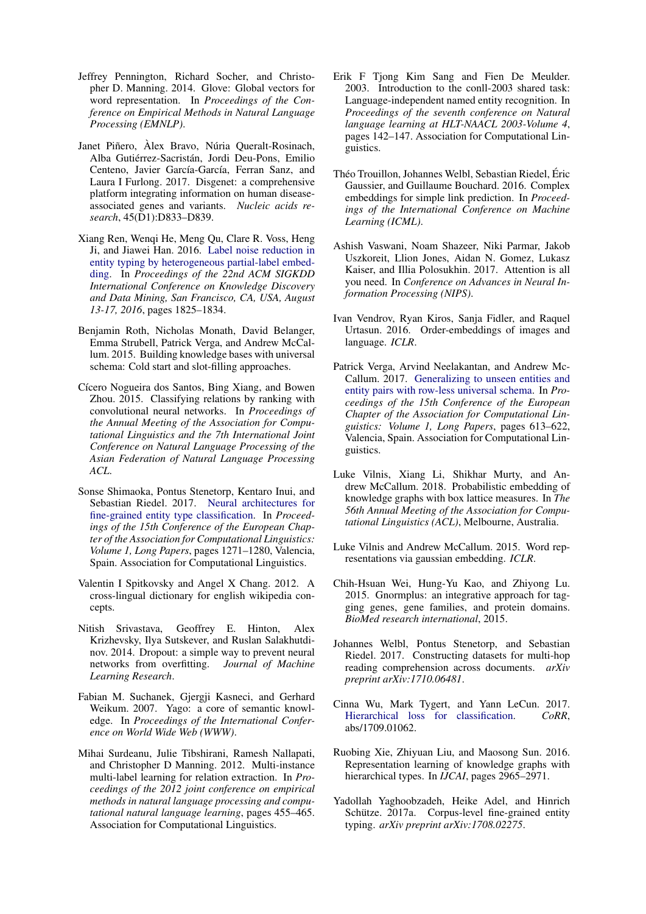Jeffrey Pennington, Richard Socher, and Christopher D. Manning. 2014. Glove: Global vectors for word representation. In *Proceedings of the Conference on Empirical Methods in Natural Language Processing (EMNLP)*.

Janet Piñero, Àlex Bravo, Núria Queralt-Rosinach, Alba Gutiérrez-Sacristán, Jordi Deu-Pons, Emilio Centeno, Javier García-García, Ferran Sanz, and Laura I Furlong. 2017. Disgenet: a comprehensive platform integrating information on human disease-associated genes and variants. *Nucleic acids research*, 45(D1):D833–D839.

Xiang Ren, Wenqi He, Meng Qu, Clare R. Voss, Heng Ji, and Jiawei Han. 2016. Label noise reduction in entity typing by heterogeneous partial-label embedding. In *Proceedings of the 22nd ACM SIGKDD International Conference on Knowledge Discovery and Data Mining, San Francisco, CA, USA, August 13-17, 2016*, pages 1825–1834.

Benjamin Roth, Nicholas Monath, David Belanger, Emma Strubell, Patrick Verga, and Andrew McCallum. 2015. Building knowledge bases with universal schema: Cold start and slot-filling approaches.

Cícero Nogueira dos Santos, Bing Xiang, and Bowen Zhou. 2015. Classifying relations by ranking with convolutional neural networks. In *Proceedings of the Annual Meeting of the Association for Computational Linguistics and the 7th International Joint Conference on Natural Language Processing of the Asian Federation of Natural Language Processing ACL*.

Sonse Shimaoka, Pontus Stenetorp, Kentaro Inui, and Sebastian Riedel. 2017. Neural architectures for fine-grained entity type classification. In *Proceedings of the 15th Conference of the European Chapter of the Association for Computational Linguistics: Volume 1, Long Papers*, pages 1271–1280, Valencia, Spain. Association for Computational Linguistics.

Valentin I Spitkovsky and Angel X Chang. 2012. A cross-lingual dictionary for english wikipedia concepts.

Nitish Srivastava, Geoffrey E. Hinton, Alex Krizhevsky, Ilya Sutskever, and Ruslan Salakhutdinov. 2014. Dropout: a simple way to prevent neural networks from overfitting. *Journal of Machine Learning Research*.

Fabian M. Suchanek, Gjergji Kasneci, and Gerhard Weikum. 2007. Yago: a core of semantic knowledge. In *Proceedings of the International Conference on World Wide Web (WWW)*.

Mihai Surdeanu, Julie Tibshirani, Ramesh Nallapati, and Christopher D Manning. 2012. Multi-instance multi-label learning for relation extraction. In *Proceedings of the 2012 joint conference on empirical methods in natural language processing and computational natural language learning*, pages 455–465. Association for Computational Linguistics.

Erik F Tjong Kim Sang and Fien De Meulder. 2003. Introduction to the conll-2003 shared task: Language-independent named entity recognition. In *Proceedings of the seventh conference on Natural language learning at HLT-NAACL 2003-Volume 4*, pages 142–147. Association for Computational Linguistics.

Théo Trouillon, Johannes Welbl, Sebastian Riedel, Éric Gaussier, and Guillaume Bouchard. 2016. Complex embeddings for simple link prediction. In *Proceedings of the International Conference on Machine Learning (ICML)*.

Ashish Vaswani, Noam Shazeer, Niki Parmar, Jakob Uszkoreit, Llion Jones, Aidan N. Gomez, Lukasz Kaiser, and Illia Polosukhin. 2017. Attention is all you need. In *Conference on Advances in Neural Information Processing (NIPS)*.

Ivan Vendrov, Ryan Kiros, Sanja Fidler, and Raquel Urtasun. 2016. Order-embeddings of images and language. *ICLR*.

Patrick Verga, Arvind Neelakantan, and Andrew McCallum. 2017. Generalizing to unseen entities and entity pairs with row-less universal schema. In *Proceedings of the 15th Conference of the European Chapter of the Association for Computational Linguistics: Volume 1, Long Papers*, pages 613–622, Valencia, Spain. Association for Computational Linguistics.

Luke Vilnis, Xiang Li, Shikhar Murty, and Andrew McCallum. 2018. Probabilistic embedding of knowledge graphs with box lattice measures. In *The 56th Annual Meeting of the Association for Computational Linguistics (ACL)*, Melbourne, Australia.

Luke Vilnis and Andrew McCallum. 2015. Word representations via gaussian embedding. *ICLR*.

Chih-Hsuan Wei, Hung-Yu Kao, and Zhiyong Lu. 2015. Gnormplus: an integrative approach for tagging genes, gene families, and protein domains. *BioMed research international*, 2015.

Johannes Welbl, Pontus Stenetorp, and Sebastian Riedel. 2017. Constructing datasets for multi-hop reading comprehension across documents. *arXiv preprint arXiv:1710.06481*.

Cinna Wu, Mark Tygert, and Yann LeCun. 2017. Hierarchical loss for classification. *CoRR*, abs/1709.01062.

Ruobing Xie, Zhiyuan Liu, and Maosong Sun. 2016. Representation learning of knowledge graphs with hierarchical types. In *IJCAI*, pages 2965–2971.

Yadollah Yaghoobzadeh, Heike Adel, and Hinrich Schütze. 2017a. Corpus-level fine-grained entity typing. *arXiv preprint arXiv:1708.02275*.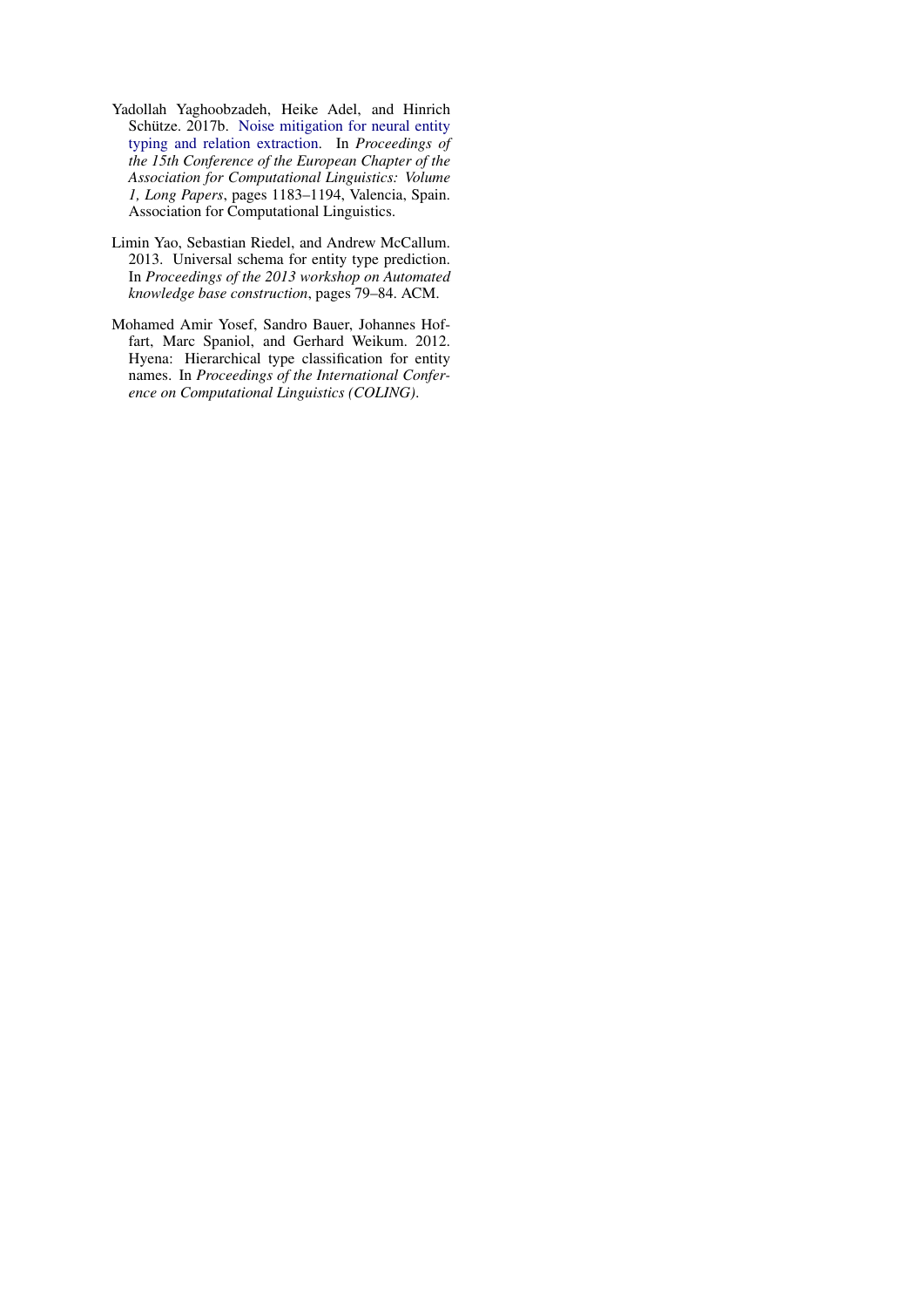Yadollah Yaghoobzadeh, Heike Adel, and Hinrich Schütze. 2017b. Noise mitigation for neural entity typing and relation extraction. In *Proceedings of the 15th Conference of the European Chapter of the Association for Computational Linguistics: Volume 1, Long Papers*, pages 1183–1194, Valencia, Spain. Association for Computational Linguistics.

Limin Yao, Sebastian Riedel, and Andrew McCallum. 2013. Universal schema for entity type prediction. In *Proceedings of the 2013 workshop on Automated knowledge base construction*, pages 79–84. ACM.

Mohamed Amir Yosef, Sandro Bauer, Johannes Hoffart, Marc Spaniol, and Gerhard Weikum. 2012. Hyena: Hierarchical type classification for entity names. In *Proceedings of the International Conference on Computational Linguistics (COLING)*.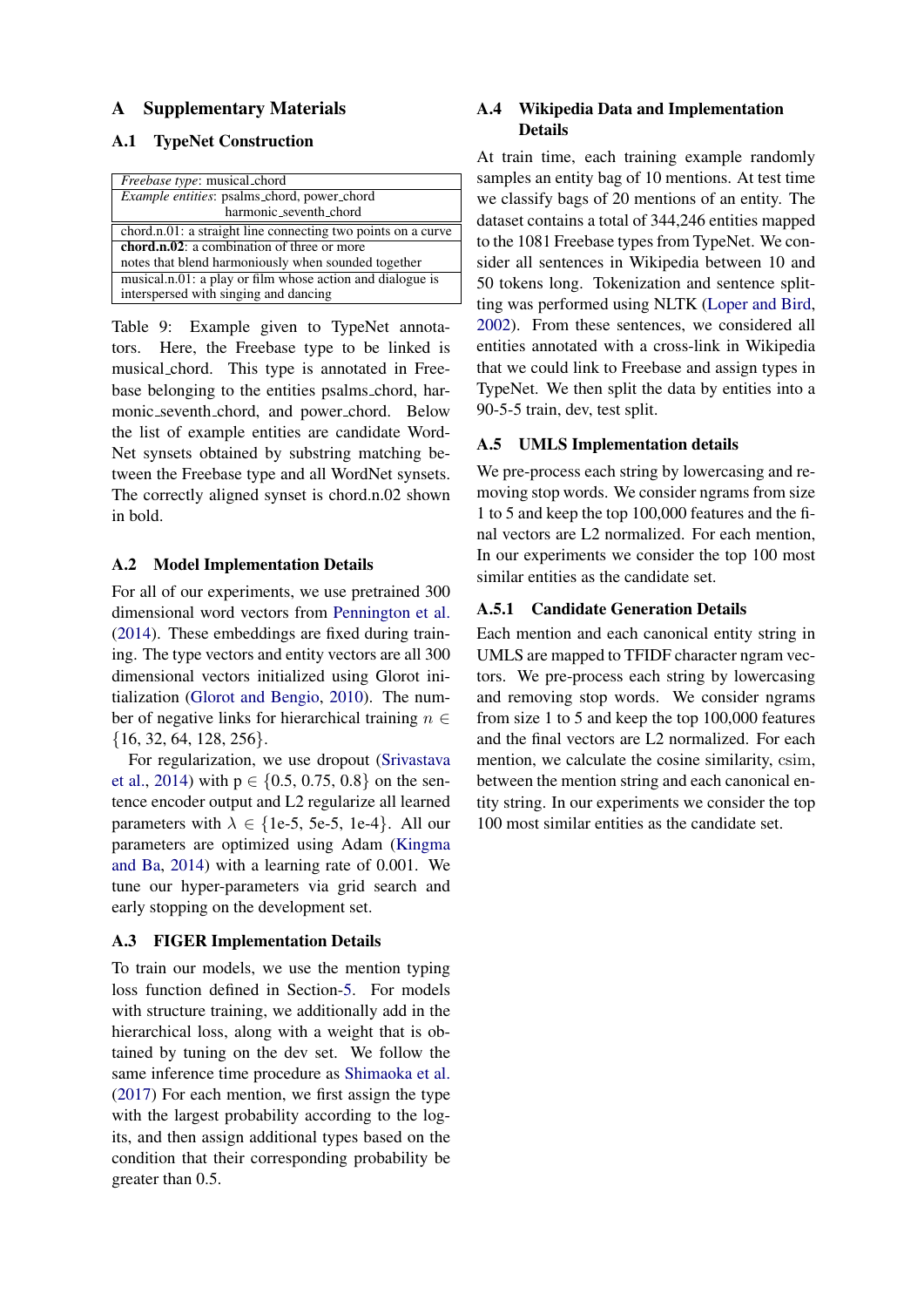# A Supplementary Materials

## A.1 TypeNet Construction

| |
|---|
| *Freebase type*: musical_chord |
| *Example entities*: psalms_chord, power_chord harmonic_seventh_chord |
| chord.n.01: a straight line connecting two points on a curve |
| **chord.n.02**: a combination of three or more notes that blend harmoniously when sounded together |
| musical.n.01: a play or film whose action and dialogue is interspersed with singing and dancing |

Table 9: Example given to TypeNet annotators. Here, the Freebase type to be linked is musical_chord. This type is annotated in Freebase belonging to the entities psalms_chord, harmonic_seventh_chord, and power_chord. Below the list of example entities are candidate WordNet synsets obtained by substring matching between the Freebase type and all WordNet synsets. The correctly aligned synset is chord.n.02 shown in bold.

## A.2 Model Implementation Details

For all of our experiments, we use pretrained 300 dimensional word vectors from Pennington et al. (2014). These embeddings are fixed during training. The type vectors and entity vectors are all 300 dimensional vectors initialized using Glorot initialization (Glorot and Bengio, 2010). The number of negative links for hierarchical training $n \in \{16, 32, 64, 128, 256\}$.

For regularization, we use dropout (Srivastava et al., 2014) with p $\in \{0.5, 0.75, 0.8\}$ on the sentence encoder output and L2 regularize all learned parameters with $\lambda \in$ {1e-5, 5e-5, 1e-4}. All our parameters are optimized using Adam (Kingma and Ba, 2014) with a learning rate of 0.001. We tune our hyper-parameters via grid search and early stopping on the development set.

## A.3 FIGER Implementation Details

To train our models, we use the mention typing loss function defined in Section-5. For models with structure training, we additionally add in the hierarchical loss, along with a weight that is obtained by tuning on the dev set. We follow the same inference time procedure as Shimaoka et al. (2017) For each mention, we first assign the type with the largest probability according to the logits, and then assign additional types based on the condition that their corresponding probability be greater than 0.5.

## A.4 Wikipedia Data and Implementation Details

At train time, each training example randomly samples an entity bag of 10 mentions. At test time we classify bags of 20 mentions of an entity. The dataset contains a total of 344,246 entities mapped to the 1081 Freebase types from TypeNet. We consider all sentences in Wikipedia between 10 and 50 tokens long. Tokenization and sentence splitting was performed using NLTK (Loper and Bird, 2002). From these sentences, we considered all entities annotated with a cross-link in Wikipedia that we could link to Freebase and assign types in TypeNet. We then split the data by entities into a 90-5-5 train, dev, test split.

## A.5 UMLS Implementation details

We pre-process each string by lowercasing and removing stop words. We consider ngrams from size 1 to 5 and keep the top 100,000 features and the final vectors are L2 normalized. For each mention, In our experiments we consider the top 100 most similar entities as the candidate set.

### A.5.1 Candidate Generation Details

Each mention and each canonical entity string in UMLS are mapped to TFIDF character ngram vectors. We pre-process each string by lowercasing and removing stop words. We consider ngrams from size 1 to 5 and keep the top 100,000 features and the final vectors are L2 normalized. For each mention, we calculate the cosine similarity, $\mathrm{csim}$, between the mention string and each canonical entity string. In our experiments we consider the top 100 most similar entities as the candidate set.